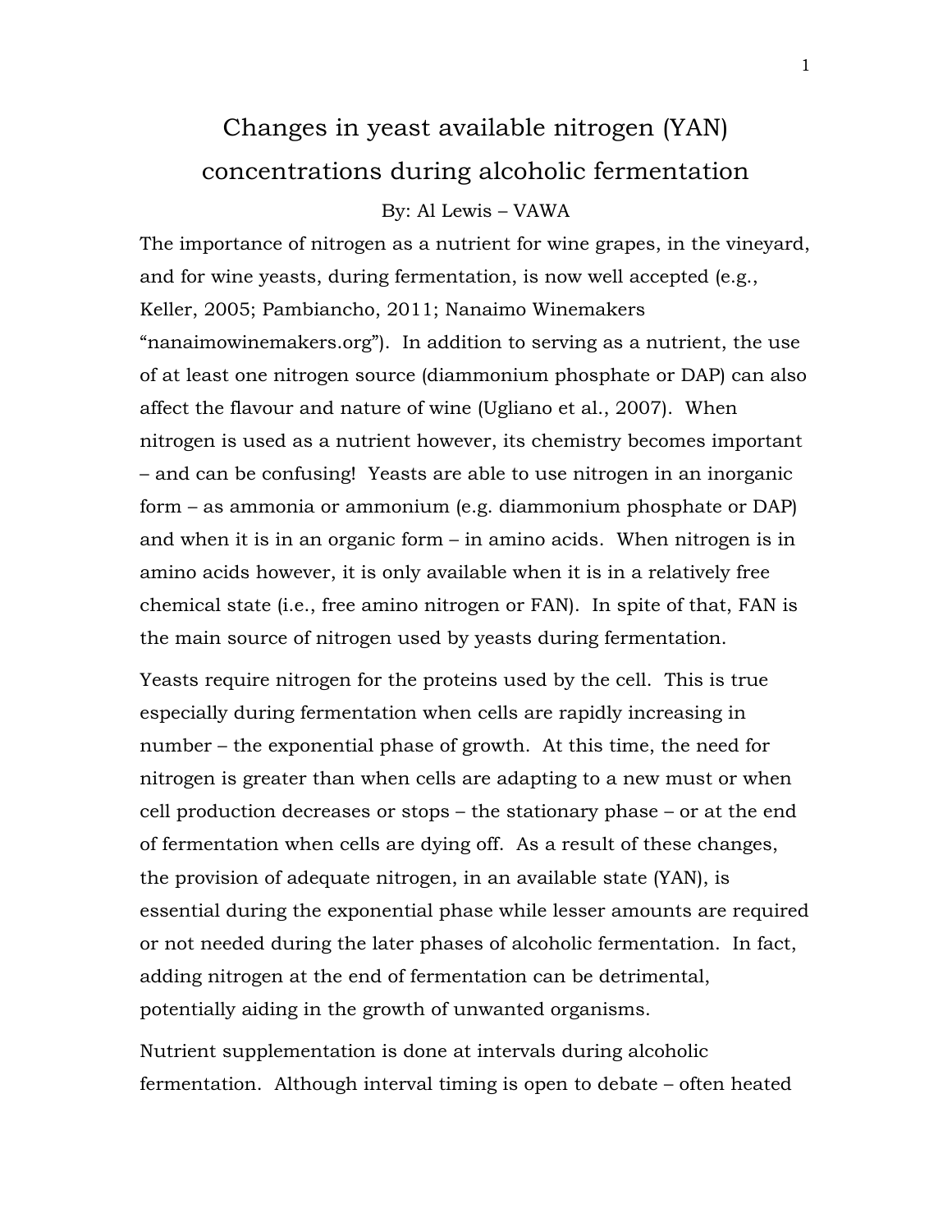# Changes in yeast available nitrogen (YAN) concentrations during alcoholic fermentation

By: Al Lewis – VAWA

The importance of nitrogen as a nutrient for wine grapes, in the vineyard, and for wine yeasts, during fermentation, is now well accepted (e.g., Keller, 2005; Pambiancho, 2011; Nanaimo Winemakers "nanaimowinemakers.org"). In addition to serving as a nutrient, the use of at least one nitrogen source (diammonium phosphate or DAP) can also affect the flavour and nature of wine (Ugliano et al., 2007). When nitrogen is used as a nutrient however, its chemistry becomes important – and can be confusing! Yeasts are able to use nitrogen in an inorganic form – as ammonia or ammonium (e.g. diammonium phosphate or DAP) and when it is in an organic form – in amino acids. When nitrogen is in amino acids however, it is only available when it is in a relatively free chemical state (i.e., free amino nitrogen or FAN). In spite of that, FAN is the main source of nitrogen used by yeasts during fermentation.

Yeasts require nitrogen for the proteins used by the cell. This is true especially during fermentation when cells are rapidly increasing in number – the exponential phase of growth. At this time, the need for nitrogen is greater than when cells are adapting to a new must or when cell production decreases or stops – the stationary phase – or at the end of fermentation when cells are dying off. As a result of these changes, the provision of adequate nitrogen, in an available state (YAN), is essential during the exponential phase while lesser amounts are required or not needed during the later phases of alcoholic fermentation. In fact, adding nitrogen at the end of fermentation can be detrimental, potentially aiding in the growth of unwanted organisms.

Nutrient supplementation is done at intervals during alcoholic fermentation. Although interval timing is open to debate – often heated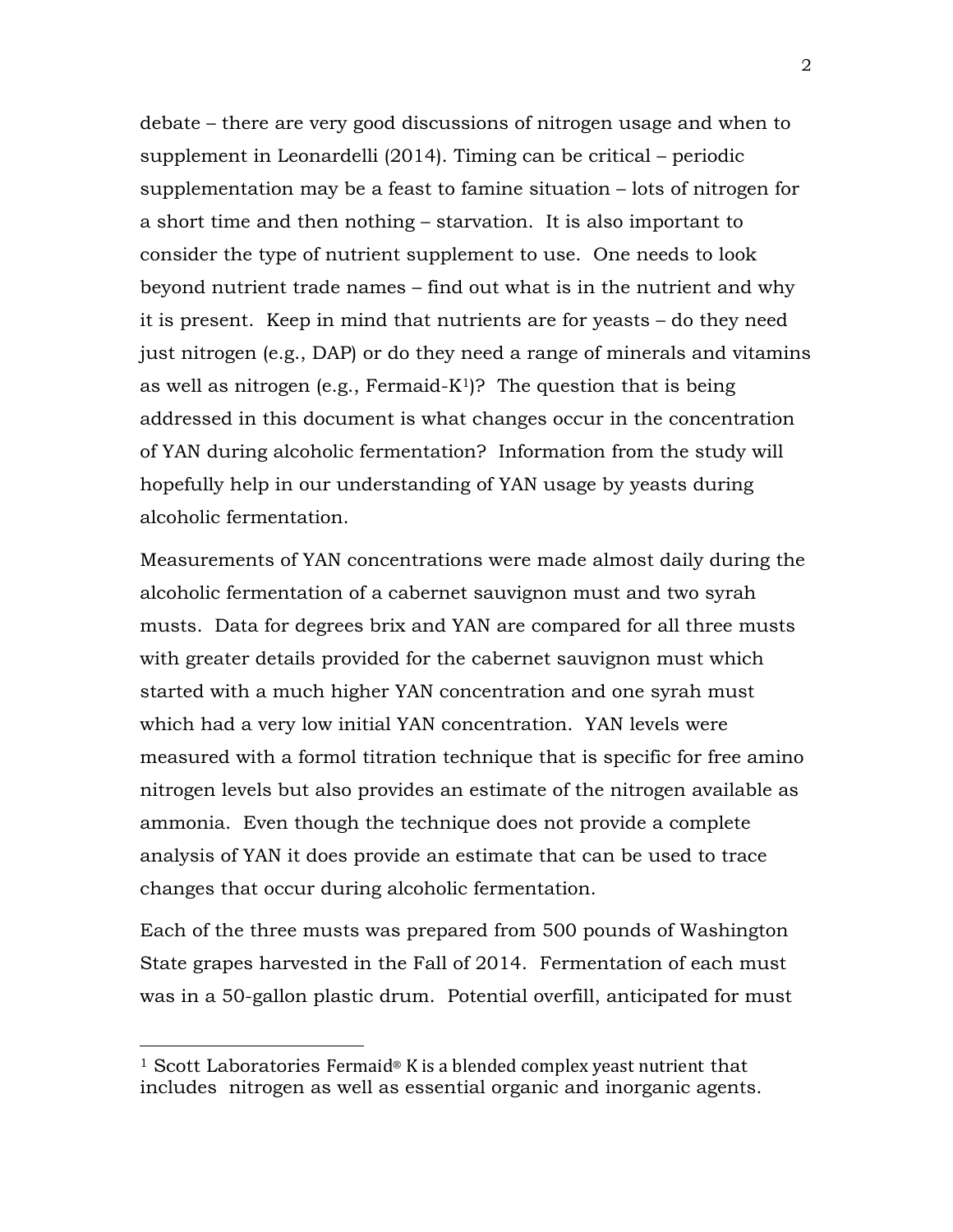debate – there are very good discussions of nitrogen usage and when to supplement in Leonardelli (2014). Timing can be critical – periodic supplementation may be a feast to famine situation – lots of nitrogen for a short time and then nothing – starvation. It is also important to consider the type of nutrient supplement to use. One needs to look beyond nutrient trade names – find out what is in the nutrient and why it is present. Keep in mind that nutrients are for yeasts – do they need just nitrogen (e.g., DAP) or do they need a range of minerals and vitamins as well as nitrogen (e.g., Fermaid-K[1])? The question that is being addressed in this document is what changes occur in the concentration of YAN during alcoholic fermentation? Information from the study will hopefully help in our understanding of YAN usage by yeasts during alcoholic fermentation.

Measurements of YAN concentrations were made almost daily during the alcoholic fermentation of a cabernet sauvignon must and two syrah musts. Data for degrees brix and YAN are compared for all three musts with greater details provided for the cabernet sauvignon must which started with a much higher YAN concentration and one syrah must which had a very low initial YAN concentration. YAN levels were measured with a formol titration technique that is specific for free amino nitrogen levels but also provides an estimate of the nitrogen available as ammonia. Even though the technique does not provide a complete analysis of YAN it does provide an estimate that can be used to trace changes that occur during alcoholic fermentation.

Each of the three musts was prepared from 500 pounds of Washington State grapes harvested in the Fall of 2014. Fermentation of each must was in a 50-gallon plastic drum. Potential overfill, anticipated for must

---

[1] Scott Laboratories Fermaid® K is a blended complex yeast nutrient that includes nitrogen as well as essential organic and inorganic agents.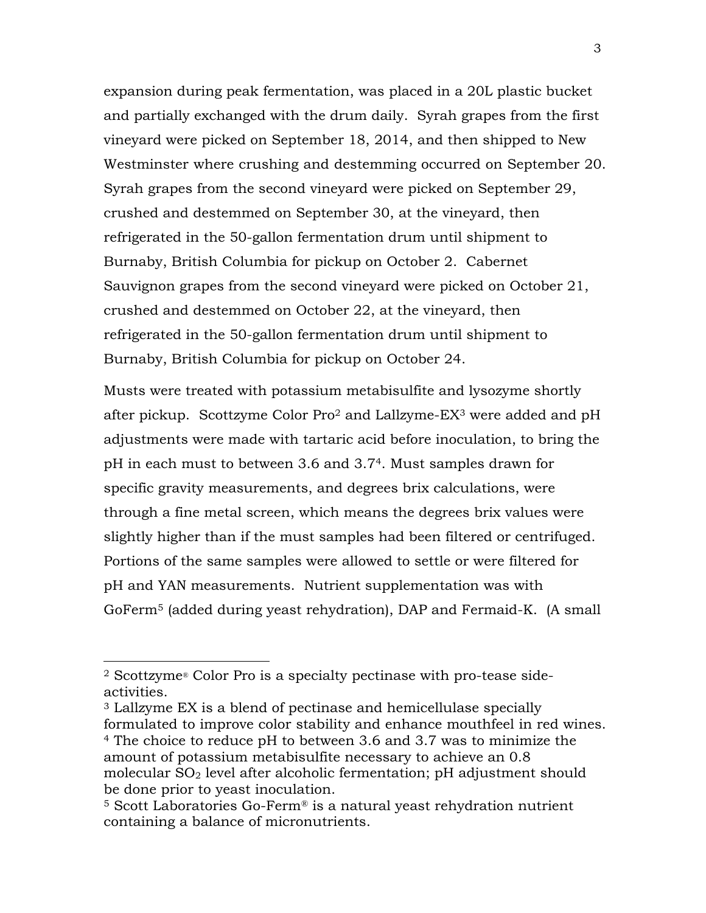expansion during peak fermentation, was placed in a 20L plastic bucket and partially exchanged with the drum daily. Syrah grapes from the first vineyard were picked on September 18, 2014, and then shipped to New Westminster where crushing and destemming occurred on September 20. Syrah grapes from the second vineyard were picked on September 29, crushed and destemmed on September 30, at the vineyard, then refrigerated in the 50-gallon fermentation drum until shipment to Burnaby, British Columbia for pickup on October 2. Cabernet Sauvignon grapes from the second vineyard were picked on October 21, crushed and destemmed on October 22, at the vineyard, then refrigerated in the 50-gallon fermentation drum until shipment to Burnaby, British Columbia for pickup on October 24.

Musts were treated with potassium metabisulfite and lysozyme shortly after pickup. Scottzyme Color Pro[2] and Lallzyme-EX[3] were added and pH adjustments were made with tartaric acid before inoculation, to bring the pH in each must to between 3.6 and 3.7[4]. Must samples drawn for specific gravity measurements, and degrees brix calculations, were through a fine metal screen, which means the degrees brix values were slightly higher than if the must samples had been filtered or centrifuged. Portions of the same samples were allowed to settle or were filtered for pH and YAN measurements. Nutrient supplementation was with GoFerm[5] (added during yeast rehydration), DAP and Fermaid-K. (A small

---

[2] Scottzyme® Color Pro is a specialty pectinase with pro-tease side-activities.

[3] Lallzyme EX is a blend of pectinase and hemicellulase specially formulated to improve color stability and enhance mouthfeel in red wines.

[4] The choice to reduce pH to between 3.6 and 3.7 was to minimize the amount of potassium metabisulfite necessary to achieve an 0.8 molecular $SO_2$ level after alcoholic fermentation; pH adjustment should be done prior to yeast inoculation.

[5] Scott Laboratories Go-Ferm® is a natural yeast rehydration nutrient containing a balance of micronutrients.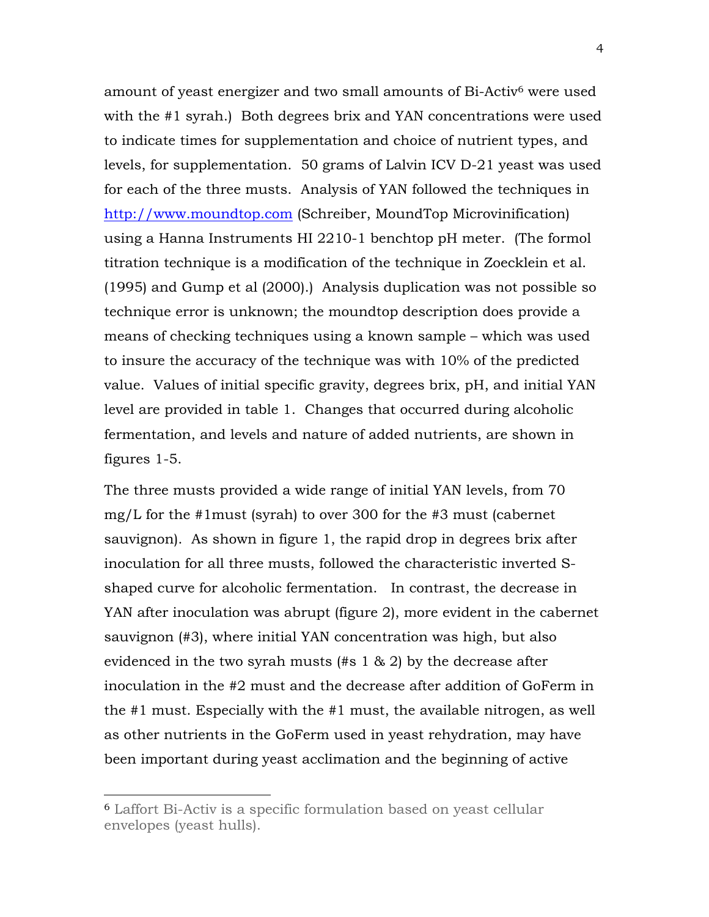amount of yeast energizer and two small amounts of Bi-Activ[6] were used with the #1 syrah.) Both degrees brix and YAN concentrations were used to indicate times for supplementation and choice of nutrient types, and levels, for supplementation. 50 grams of Lalvin ICV D-21 yeast was used for each of the three musts. Analysis of YAN followed the techniques in http://www.moundtop.com (Schreiber, MoundTop Microvinification) using a Hanna Instruments HI 2210-1 benchtop pH meter. (The formol titration technique is a modification of the technique in Zoecklein et al. (1995) and Gump et al (2000).) Analysis duplication was not possible so technique error is unknown; the moundtop description does provide a means of checking techniques using a known sample – which was used to insure the accuracy of the technique was with 10% of the predicted value. Values of initial specific gravity, degrees brix, pH, and initial YAN level are provided in table 1. Changes that occurred during alcoholic fermentation, and levels and nature of added nutrients, are shown in figures 1-5.

The three musts provided a wide range of initial YAN levels, from 70 mg/L for the #1must (syrah) to over 300 for the #3 must (cabernet sauvignon). As shown in figure 1, the rapid drop in degrees brix after inoculation for all three musts, followed the characteristic inverted S-shaped curve for alcoholic fermentation. In contrast, the decrease in YAN after inoculation was abrupt (figure 2), more evident in the cabernet sauvignon (#3), where initial YAN concentration was high, but also evidenced in the two syrah musts (#s 1 & 2) by the decrease after inoculation in the #2 must and the decrease after addition of GoFerm in the #1 must. Especially with the #1 must, the available nitrogen, as well as other nutrients in the GoFerm used in yeast rehydration, may have been important during yeast acclimation and the beginning of active

[6] Laffort Bi-Activ is a specific formulation based on yeast cellular envelopes (yeast hulls).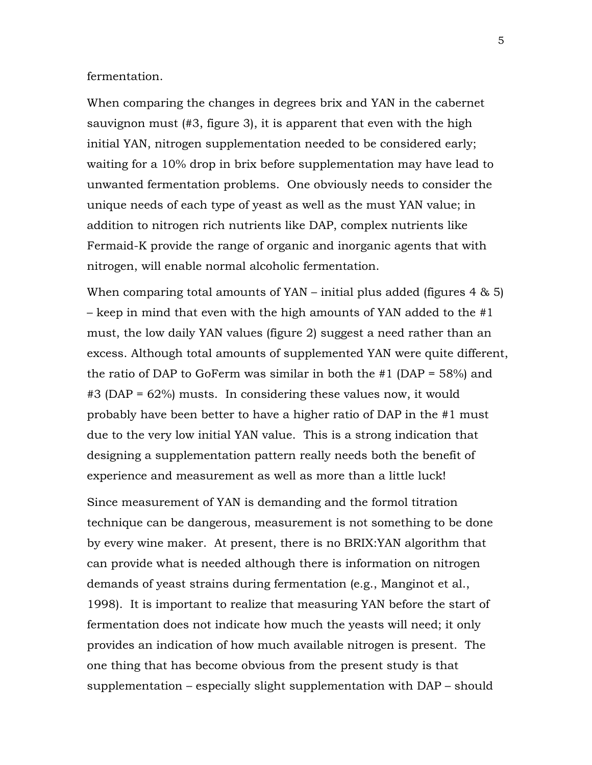fermentation.

When comparing the changes in degrees brix and YAN in the cabernet sauvignon must (#3, figure 3), it is apparent that even with the high initial YAN, nitrogen supplementation needed to be considered early; waiting for a 10% drop in brix before supplementation may have lead to unwanted fermentation problems. One obviously needs to consider the unique needs of each type of yeast as well as the must YAN value; in addition to nitrogen rich nutrients like DAP, complex nutrients like Fermaid-K provide the range of organic and inorganic agents that with nitrogen, will enable normal alcoholic fermentation.

When comparing total amounts of YAN – initial plus added (figures 4 & 5) – keep in mind that even with the high amounts of YAN added to the #1 must, the low daily YAN values (figure 2) suggest a need rather than an excess. Although total amounts of supplemented YAN were quite different, the ratio of DAP to GoFerm was similar in both the #1 (DAP = 58%) and #3 (DAP = 62%) musts. In considering these values now, it would probably have been better to have a higher ratio of DAP in the #1 must due to the very low initial YAN value. This is a strong indication that designing a supplementation pattern really needs both the benefit of experience and measurement as well as more than a little luck!

Since measurement of YAN is demanding and the formol titration technique can be dangerous, measurement is not something to be done by every wine maker. At present, there is no BRIX:YAN algorithm that can provide what is needed although there is information on nitrogen demands of yeast strains during fermentation (e.g., Manginot et al., 1998). It is important to realize that measuring YAN before the start of fermentation does not indicate how much the yeasts will need; it only provides an indication of how much available nitrogen is present. The one thing that has become obvious from the present study is that supplementation – especially slight supplementation with DAP – should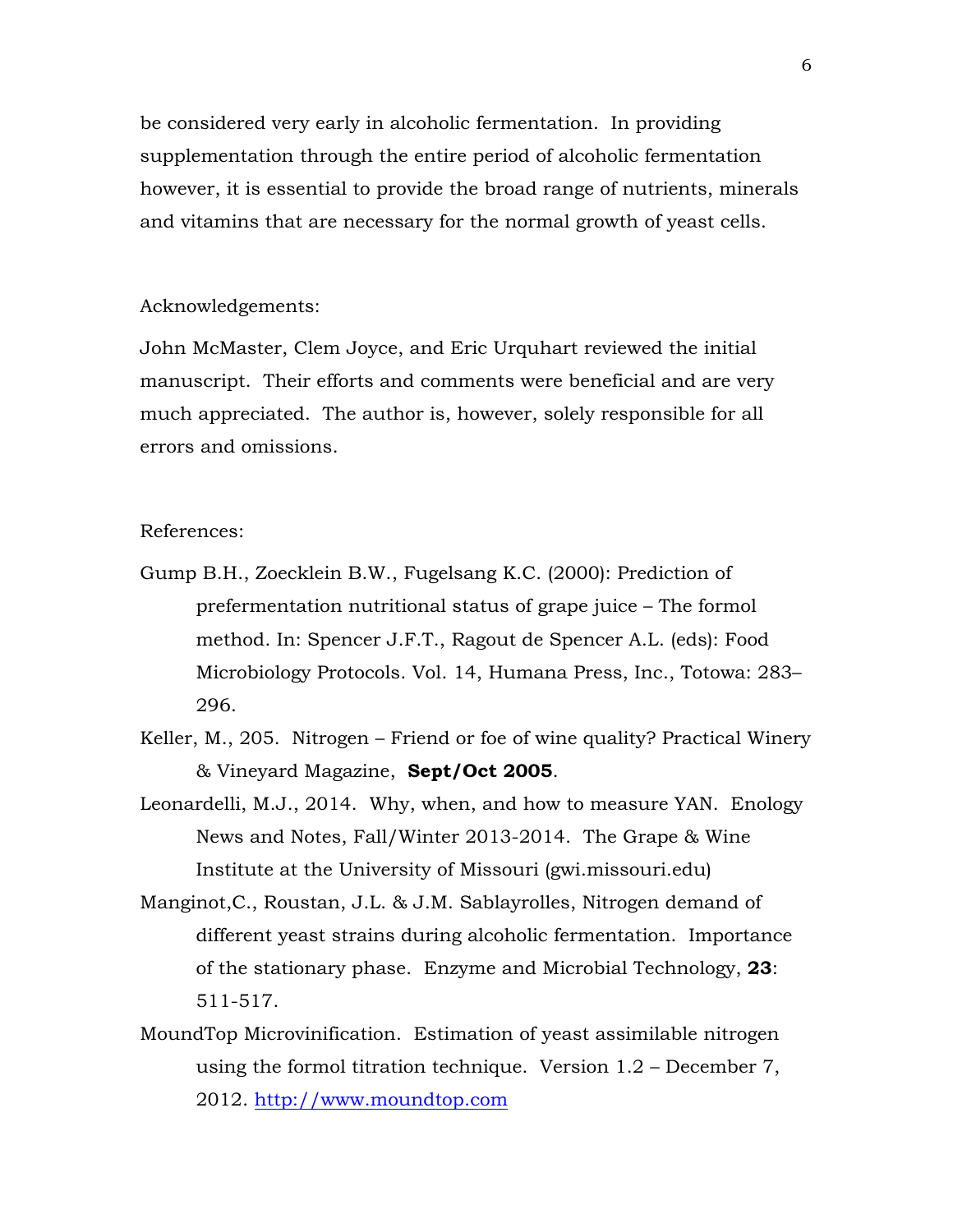be considered very early in alcoholic fermentation. In providing supplementation through the entire period of alcoholic fermentation however, it is essential to provide the broad range of nutrients, minerals and vitamins that are necessary for the normal growth of yeast cells.

Acknowledgements:

John McMaster, Clem Joyce, and Eric Urquhart reviewed the initial manuscript. Their efforts and comments were beneficial and are very much appreciated. The author is, however, solely responsible for all errors and omissions.

References:

Gump B.H., Zoecklein B.W., Fugelsang K.C. (2000): Prediction of prefermentation nutritional status of grape juice – The formol method. In: Spencer J.F.T., Ragout de Spencer A.L. (eds): Food Microbiology Protocols. Vol. 14, Humana Press, Inc., Totowa: 283–296.

Keller, M., 205. Nitrogen – Friend or foe of wine quality? Practical Winery & Vineyard Magazine, **Sept/Oct 2005**.

Leonardelli, M.J., 2014. Why, when, and how to measure YAN. Enology News and Notes, Fall/Winter 2013-2014. The Grape & Wine Institute at the University of Missouri (gwi.missouri.edu)

Manginot,C., Roustan, J.L. & J.M. Sablayrolles, Nitrogen demand of different yeast strains during alcoholic fermentation. Importance of the stationary phase. Enzyme and Microbial Technology, **23**: 511-517.

MoundTop Microvinification. Estimation of yeast assimilable nitrogen using the formol titration technique. Version 1.2 – December 7, 2012. http://www.moundtop.com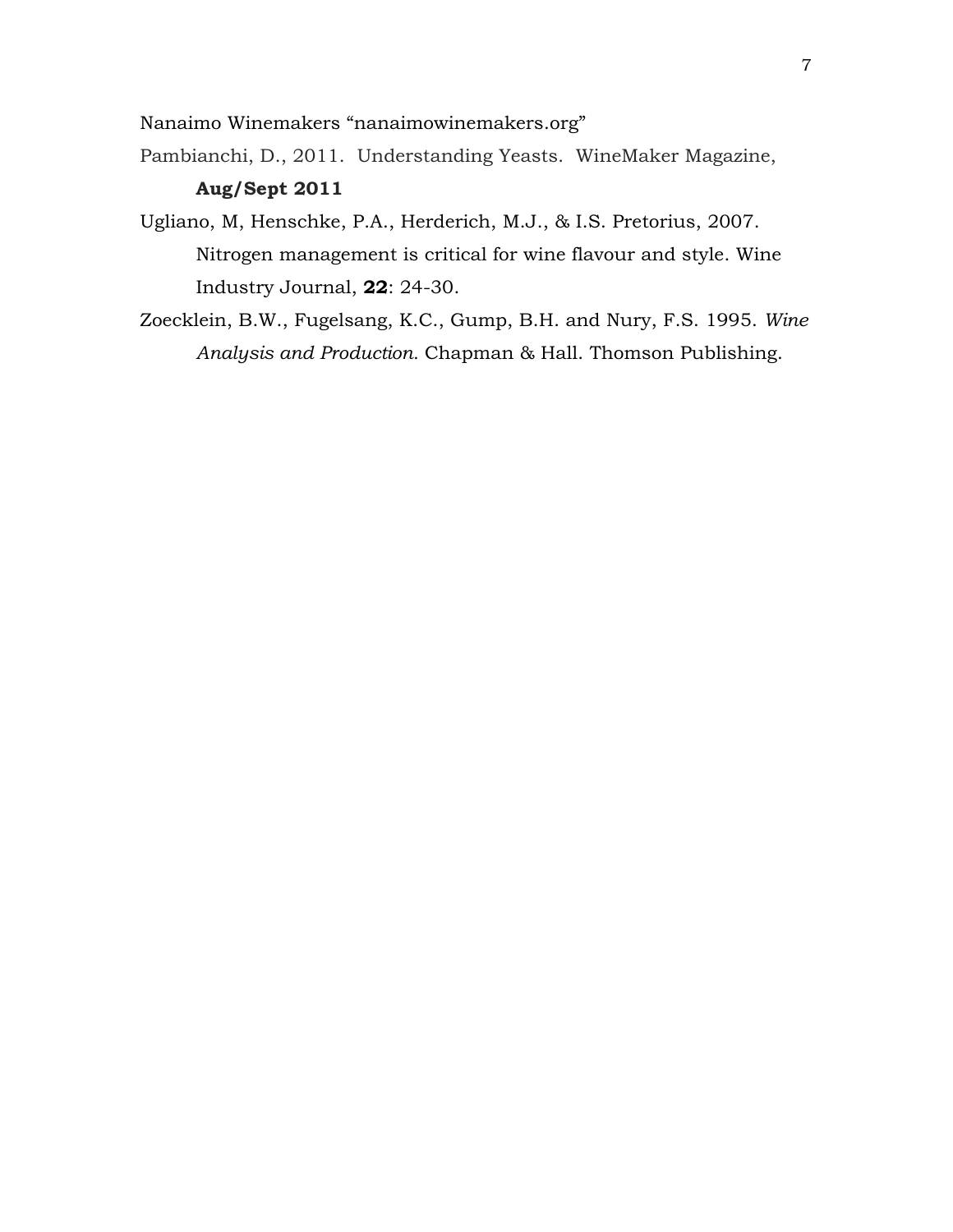Nanaimo Winemakers “nanaimowinemakers.org”

Pambianchi, D., 2011. Understanding Yeasts. WineMaker Magazine, **Aug/Sept 2011**

Ugliano, M, Henschke, P.A., Herderich, M.J., & I.S. Pretorius, 2007. Nitrogen management is critical for wine flavour and style. Wine Industry Journal, **22**: 24-30.

Zoecklein, B.W., Fugelsang, K.C., Gump, B.H. and Nury, F.S. 1995. *Wine Analysis and Production.* Chapman & Hall. Thomson Publishing.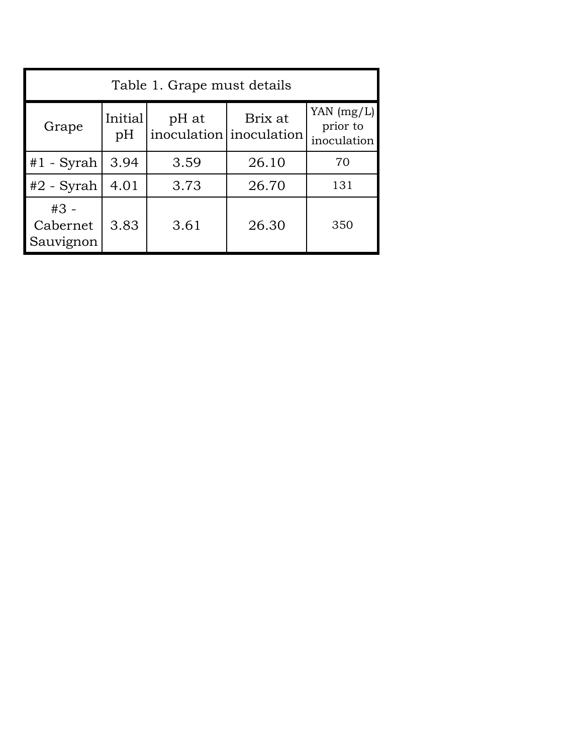Table 1. Grape must details

| Grape | Initial pH | pH at inoculation | Brix at inoculation | YAN (mg/L) prior to inoculation |
|---|---|---|---|---|
| #1 - Syrah | 3.94 | 3.59 | 26.10 | 70 |
| #2 - Syrah | 4.01 | 3.73 | 26.70 | 131 |
| #3 - Cabernet Sauvignon | 3.83 | 3.61 | 26.30 | 350 |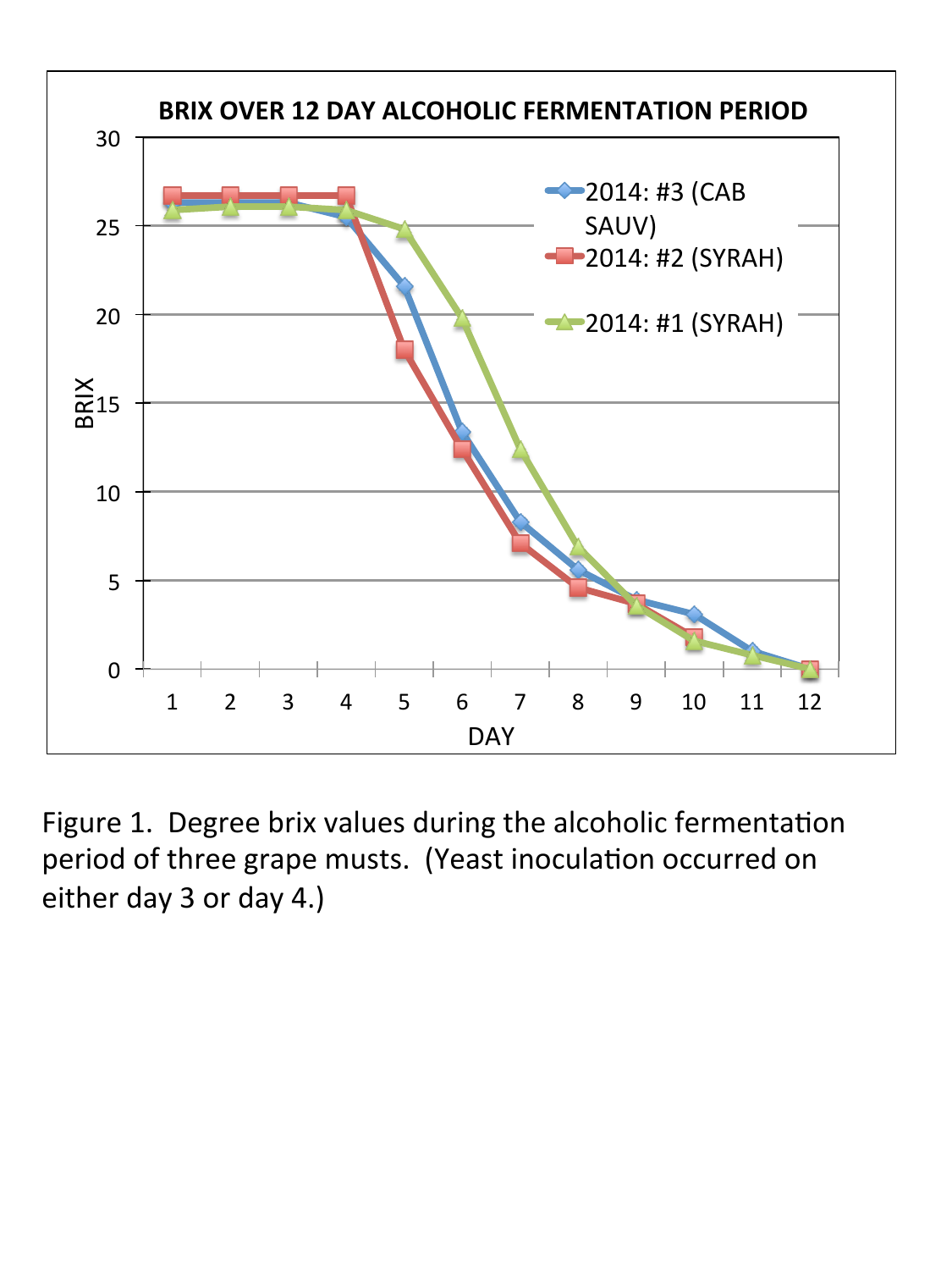Figure 1. Degree brix values during the alcoholic fermentation period of three grape musts. (Yeast inoculation occurred on either day 3 or day 4.)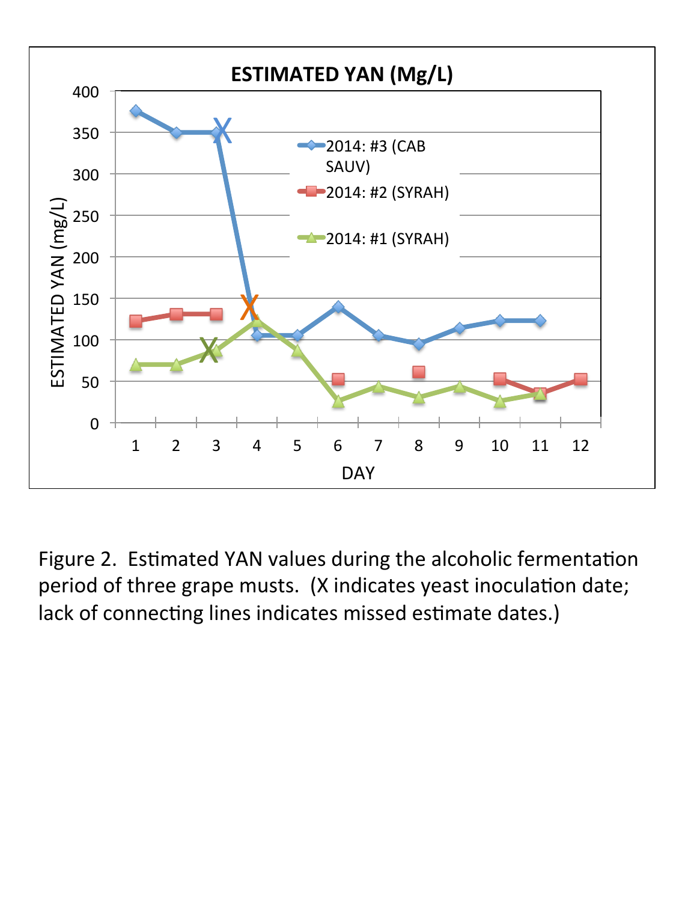Figure 2. Estimated YAN values during the alcoholic fermentation period of three grape musts. (X indicates yeast inoculation date; lack of connecting lines indicates missed estimate dates.)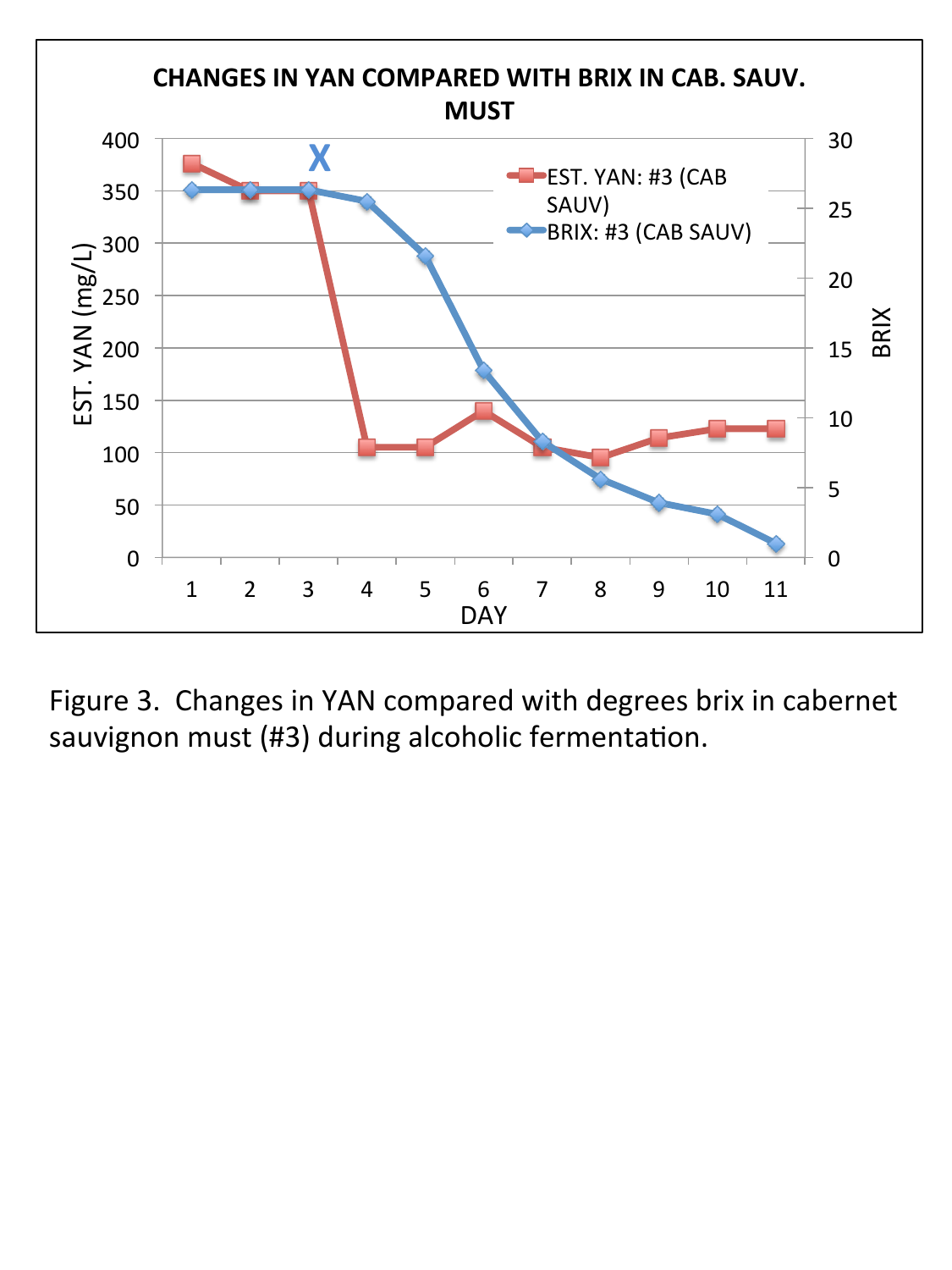Figure 3. Changes in YAN compared with degrees brix in cabernet sauvignon must (#3) during alcoholic fermentation.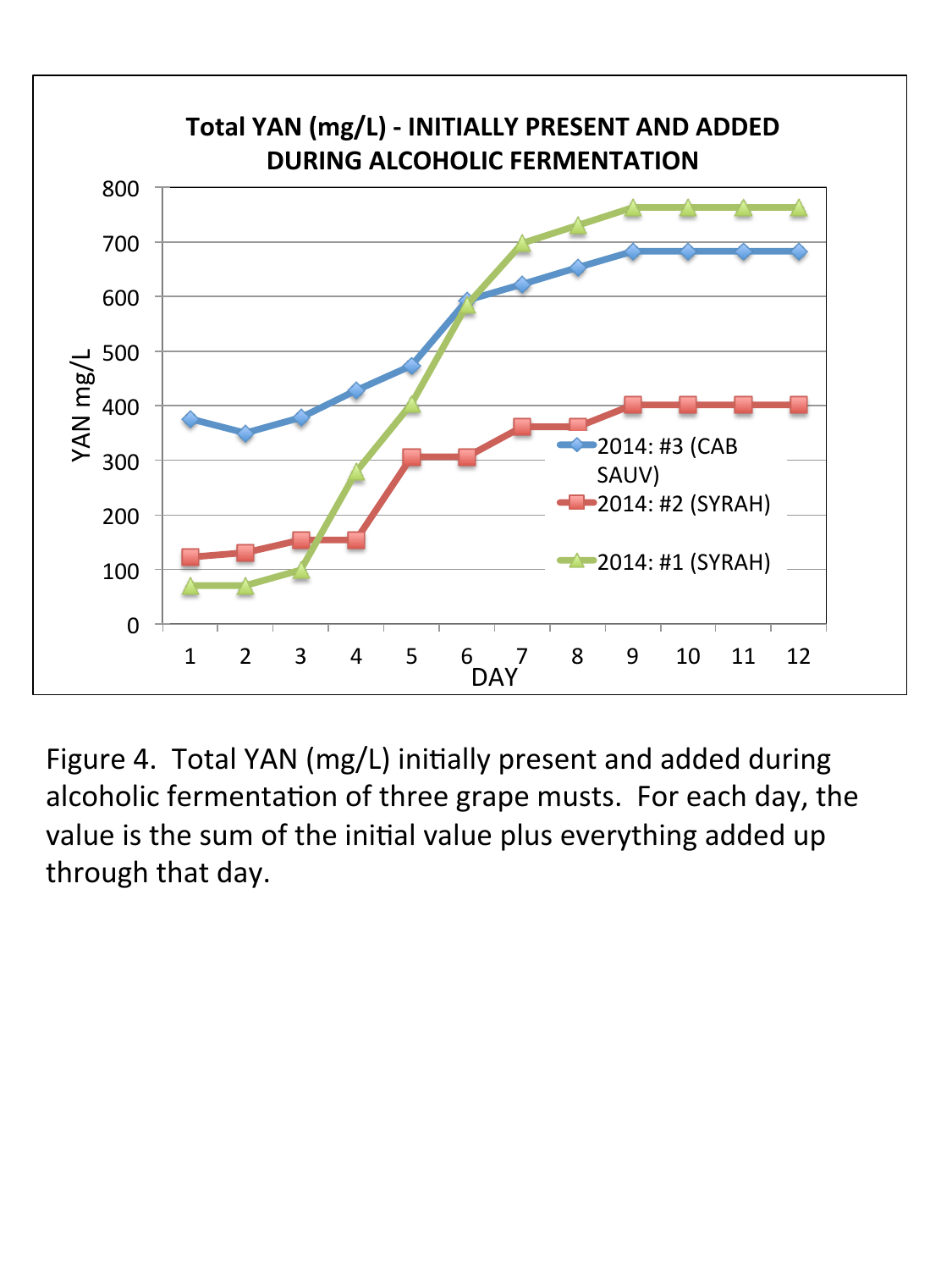Figure 4. Total YAN (mg/L) initially present and added during alcoholic fermentation of three grape musts. For each day, the value is the sum of the initial value plus everything added up through that day.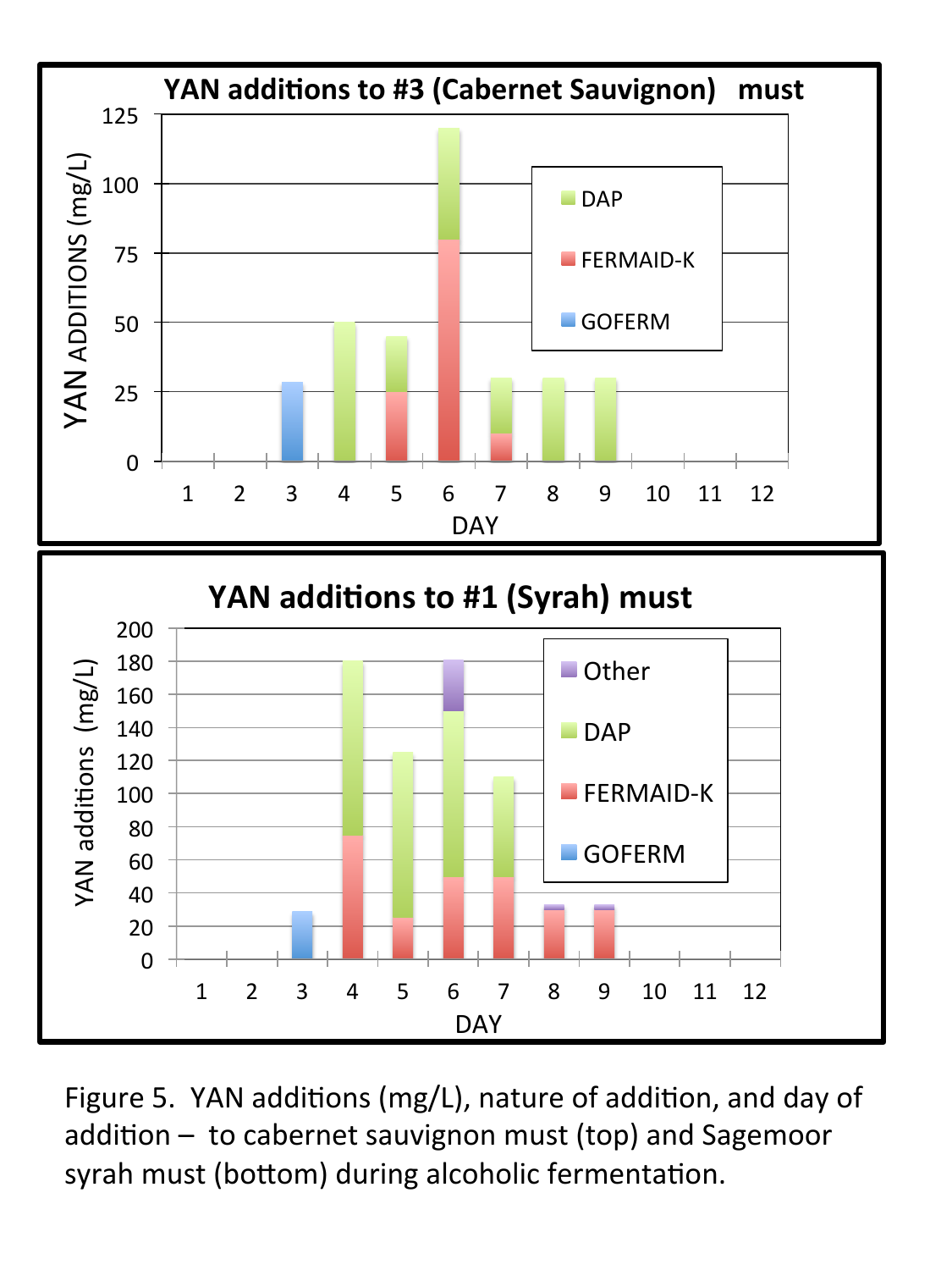YAN additions to #3 (Cabernet Sauvignon) must

YAN ADDITIONS (mg/L)

125
100
75
50
25
0

1 2 3 4 5 6 7 8 9 10 11 12

DAY

DAP
FERMAID-K
GOFERM

YAN additions to #1 (Syrah) must

YAN additions (mg/L)

200
180
160
140
120
100
80
60
40
20
0

1 2 3 4 5 6 7 8 9 10 11 12

DAY

Other
DAP
FERMAID-K
GOFERM

Figure 5. YAN additions (mg/L), nature of addition, and day of addition – to cabernet sauvignon must (top) and Sagemoor syrah must (bottom) during alcoholic fermentation.